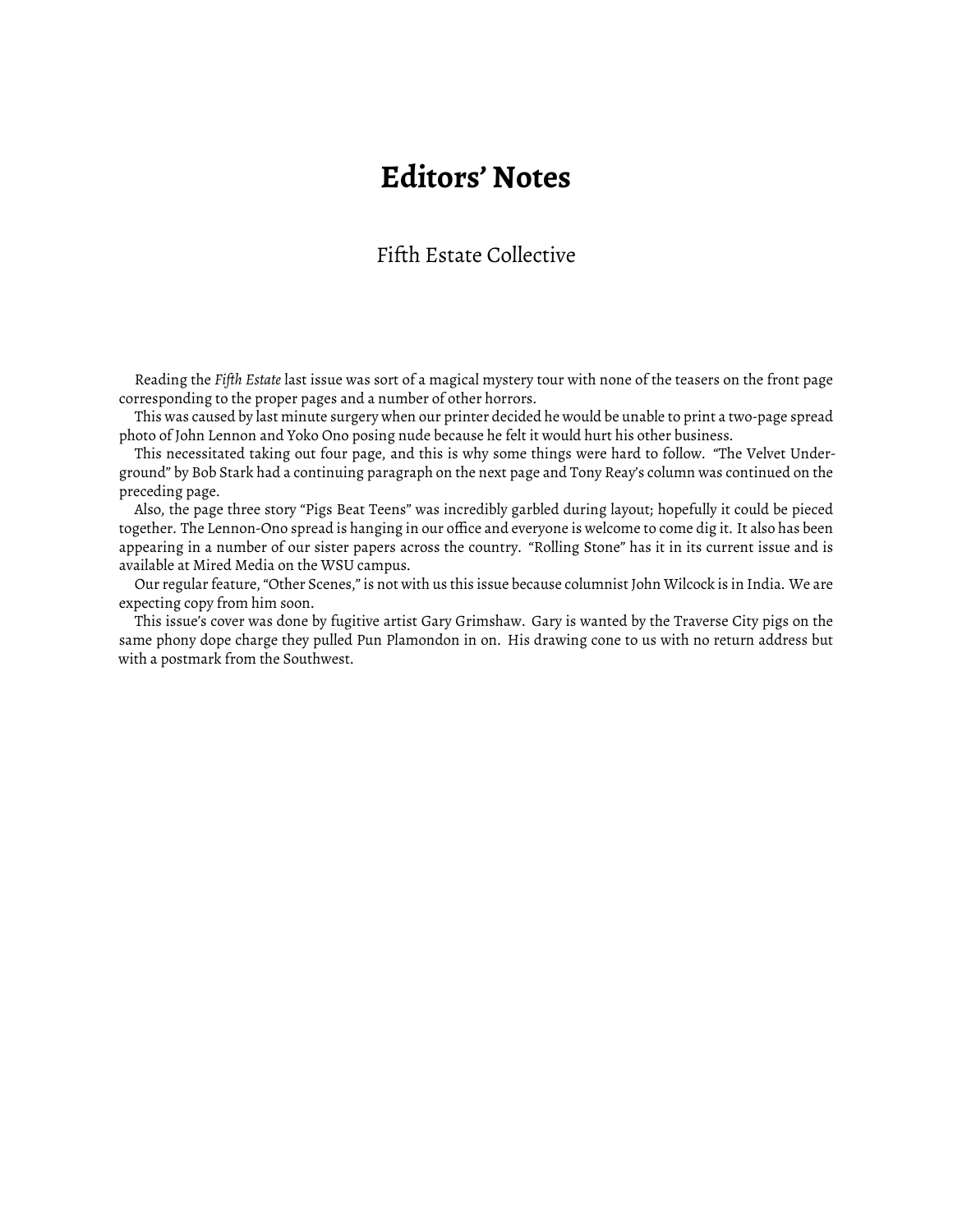# Editors' Notes

Fifth Estate Collective

Reading the *Fifth Estate* last issue was sort of a magical mystery tour with none of the teasers on the front page corresponding to the proper pages and a number of other horrors.

This was caused by last minute surgery when our printer decided he would be unable to print a two-page spread photo of John Lennon and Yoko Ono posing nude because he felt it would hurt his other business.

This necessitated taking out four page, and this is why some things were hard to follow. "The Velvet Underground" by Bob Stark had a continuing paragraph on the next page and Tony Reay's column was continued on the preceding page.

Also, the page three story "Pigs Beat Teens" was incredibly garbled during layout; hopefully it could be pieced together. The Lennon-Ono spread is hanging in our office and everyone is welcome to come dig it. It also has been appearing in a number of our sister papers across the country. "Rolling Stone" has it in its current issue and is available at Mired Media on the WSU campus.

Our regular feature, "Other Scenes," is not with us this issue because columnist John Wilcock is in India. We are expecting copy from him soon.

This issue's cover was done by fugitive artist Gary Grimshaw. Gary is wanted by the Traverse City pigs on the same phony dope charge they pulled Pun Plamondon in on. His drawing cone to us with no return address but with a postmark from the Southwest.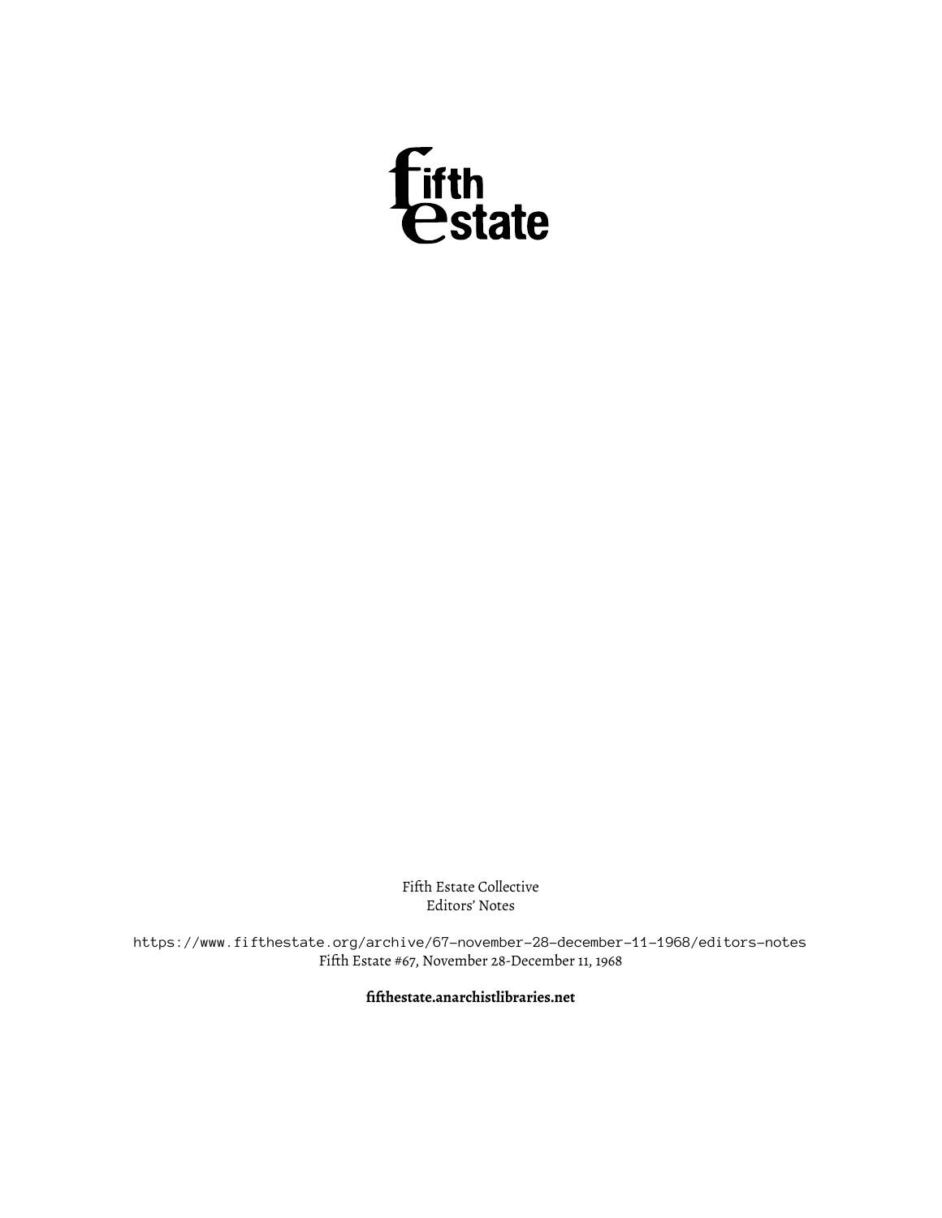Fifth Estate Collective
Editors' Notes

https://www.fifthestate.org/archive/67-november-28-december-11-1968/editors-notes
Fifth Estate #67, November 28-December 11, 1968

**fifthestate.anarchistlibraries.net**